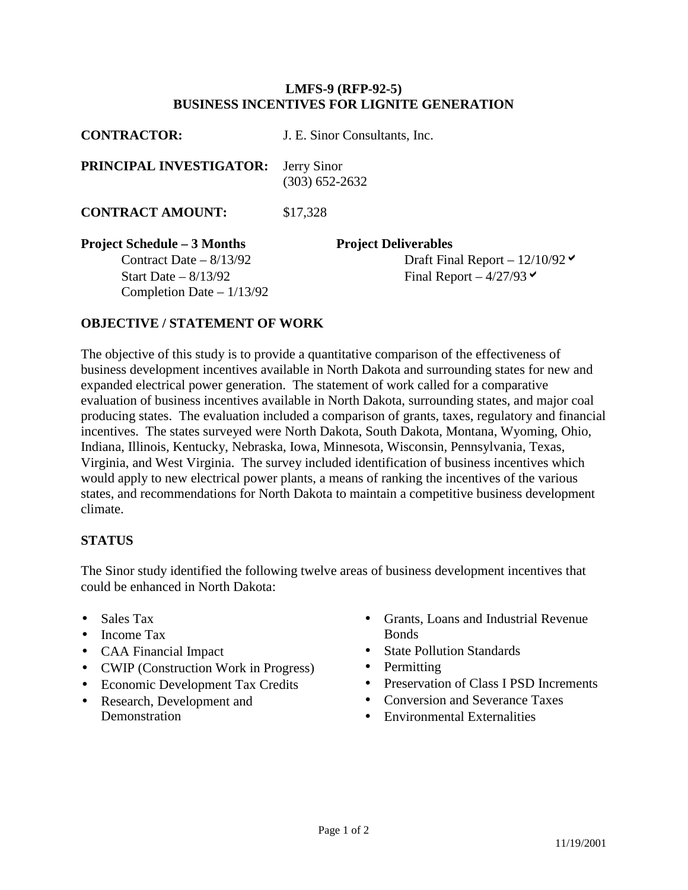# LMFS-9 (RFP-92-5)
# BUSINESS INCENTIVES FOR LIGNITE GENERATION

**CONTRACTOR:** J. E. Sinor Consultants, Inc.

**PRINCIPAL INVESTIGATOR:** Jerry Sinor
(303) 652-2632

**CONTRACT AMOUNT:** $17,328

**Project Schedule – 3 Months**
- Contract Date – 8/13/92
- Start Date – 8/13/92
- Completion Date – 1/13/92

**Project Deliverables**
- Draft Final Report – 12/10/92 ✔
- Final Report – 4/27/93 ✔

## OBJECTIVE / STATEMENT OF WORK

The objective of this study is to provide a quantitative comparison of the effectiveness of business development incentives available in North Dakota and surrounding states for new and expanded electrical power generation. The statement of work called for a comparative evaluation of business incentives available in North Dakota, surrounding states, and major coal producing states. The evaluation included a comparison of grants, taxes, regulatory and financial incentives. The states surveyed were North Dakota, South Dakota, Montana, Wyoming, Ohio, Indiana, Illinois, Kentucky, Nebraska, Iowa, Minnesota, Wisconsin, Pennsylvania, Texas, Virginia, and West Virginia. The survey included identification of business incentives which would apply to new electrical power plants, a means of ranking the incentives of the various states, and recommendations for North Dakota to maintain a competitive business development climate.

## STATUS

The Sinor study identified the following twelve areas of business development incentives that could be enhanced in North Dakota:

- Sales Tax
- Income Tax
- CAA Financial Impact
- CWIP (Construction Work in Progress)
- Economic Development Tax Credits
- Research, Development and Demonstration
- Grants, Loans and Industrial Revenue Bonds
- State Pollution Standards
- Permitting
- Preservation of Class I PSD Increments
- Conversion and Severance Taxes
- Environmental Externalities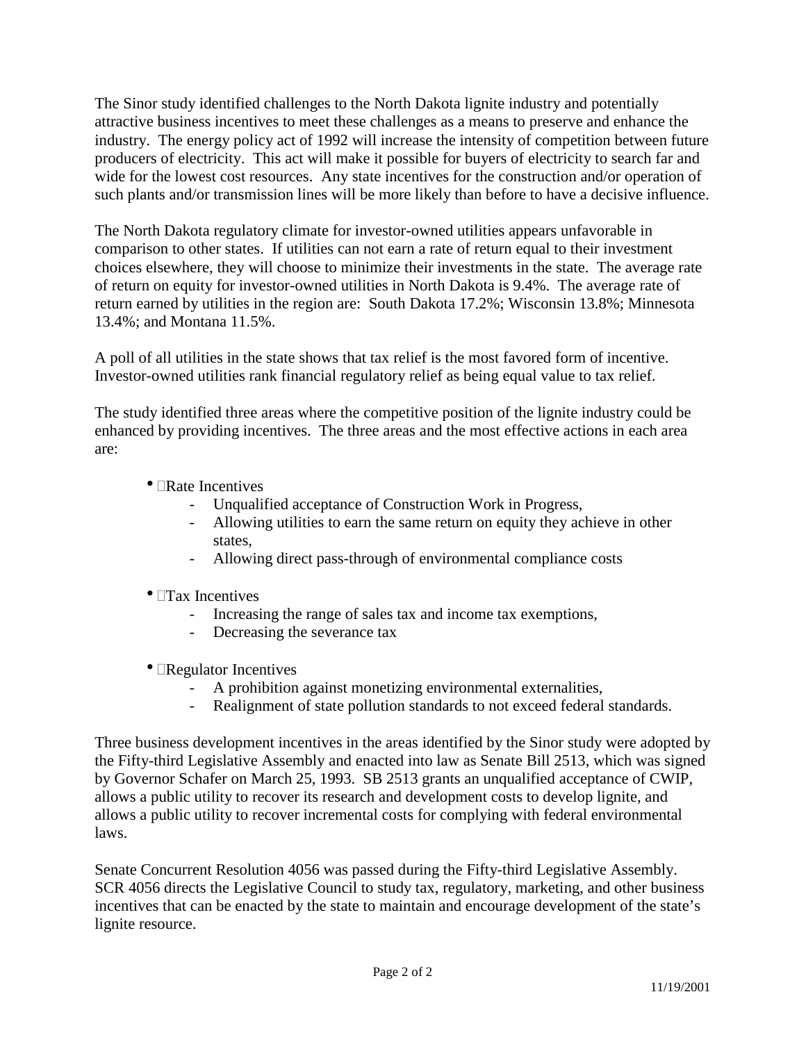The Sinor study identified challenges to the North Dakota lignite industry and potentially attractive business incentives to meet these challenges as a means to preserve and enhance the industry. The energy policy act of 1992 will increase the intensity of competition between future producers of electricity. This act will make it possible for buyers of electricity to search far and wide for the lowest cost resources. Any state incentives for the construction and/or operation of such plants and/or transmission lines will be more likely than before to have a decisive influence.

The North Dakota regulatory climate for investor-owned utilities appears unfavorable in comparison to other states. If utilities can not earn a rate of return equal to their investment choices elsewhere, they will choose to minimize their investments in the state. The average rate of return on equity for investor-owned utilities in North Dakota is 9.4%. The average rate of return earned by utilities in the region are: South Dakota 17.2%; Wisconsin 13.8%; Minnesota 13.4%; and Montana 11.5%.

A poll of all utilities in the state shows that tax relief is the most favored form of incentive. Investor-owned utilities rank financial regulatory relief as being equal value to tax relief.

The study identified three areas where the competitive position of the lignite industry could be enhanced by providing incentives. The three areas and the most effective actions in each area are:

- Rate Incentives
  - Unqualified acceptance of Construction Work in Progress,
  - Allowing utilities to earn the same return on equity they achieve in other states,
  - Allowing direct pass-through of environmental compliance costs

- Tax Incentives
  - Increasing the range of sales tax and income tax exemptions,
  - Decreasing the severance tax

- Regulator Incentives
  - A prohibition against monetizing environmental externalities,
  - Realignment of state pollution standards to not exceed federal standards.

Three business development incentives in the areas identified by the Sinor study were adopted by the Fifty-third Legislative Assembly and enacted into law as Senate Bill 2513, which was signed by Governor Schafer on March 25, 1993. SB 2513 grants an unqualified acceptance of CWIP, allows a public utility to recover its research and development costs to develop lignite, and allows a public utility to recover incremental costs for complying with federal environmental laws.

Senate Concurrent Resolution 4056 was passed during the Fifty-third Legislative Assembly. SCR 4056 directs the Legislative Council to study tax, regulatory, marketing, and other business incentives that can be enacted by the state to maintain and encourage development of the state's lignite resource.